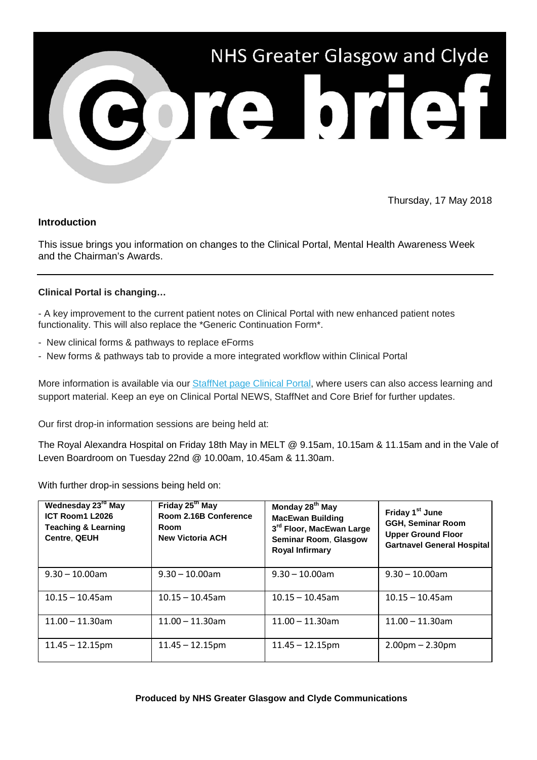# NHS Greater Glasgow and Clyde Core brief

Thursday, 17 May 2018

**Introduction**

This issue brings you information on changes to the Clinical Portal, Mental Health Awareness Week and the Chairman's Awards.

---

**Clinical Portal is changing…**

- A key improvement to the current patient notes on Clinical Portal with new enhanced patient notes functionality. This will also replace the *Generic Continuation Form*.
- New clinical forms & pathways to replace eForms
- New forms & pathways tab to provide a more integrated workflow within Clinical Portal

More information is available via our StaffNet page Clinical Portal, where users can also access learning and support material. Keep an eye on Clinical Portal NEWS, StaffNet and Core Brief for further updates.

Our first drop-in information sessions are being held at:

The Royal Alexandra Hospital on Friday 18th May in MELT @ 9.15am, 10.15am & 11.15am and in the Vale of Leven Boardroom on Tuesday 22nd @ 10.00am, 10.45am & 11.30am.

With further drop-in sessions being held on:

| **Wednesday 23rd May ICT Room1 L2026 Teaching & Learning Centre, QEUH** | **Friday 25th May Room 2.16B Conference Room New Victoria ACH** | **Monday 28th May MacEwan Building 3rd Floor, MacEwan Large Seminar Room, Glasgow Royal Infirmary** | **Friday 1st June GGH, Seminar Room Upper Ground Floor Gartnavel General Hospital** |
| --- | --- | --- | --- |
| 9.30 – 10.00am | 9.30 – 10.00am | 9.30 – 10.00am | 9.30 – 10.00am |
| 10.15 – 10.45am | 10.15 – 10.45am | 10.15 – 10.45am | 10.15 – 10.45am |
| 11.00 – 11.30am | 11.00 – 11.30am | 11.00 – 11.30am | 11.00 – 11.30am |
| 11.45 – 12.15pm | 11.45 – 12.15pm | 11.45 – 12.15pm | 2.00pm – 2.30pm |

**Produced by NHS Greater Glasgow and Clyde Communications**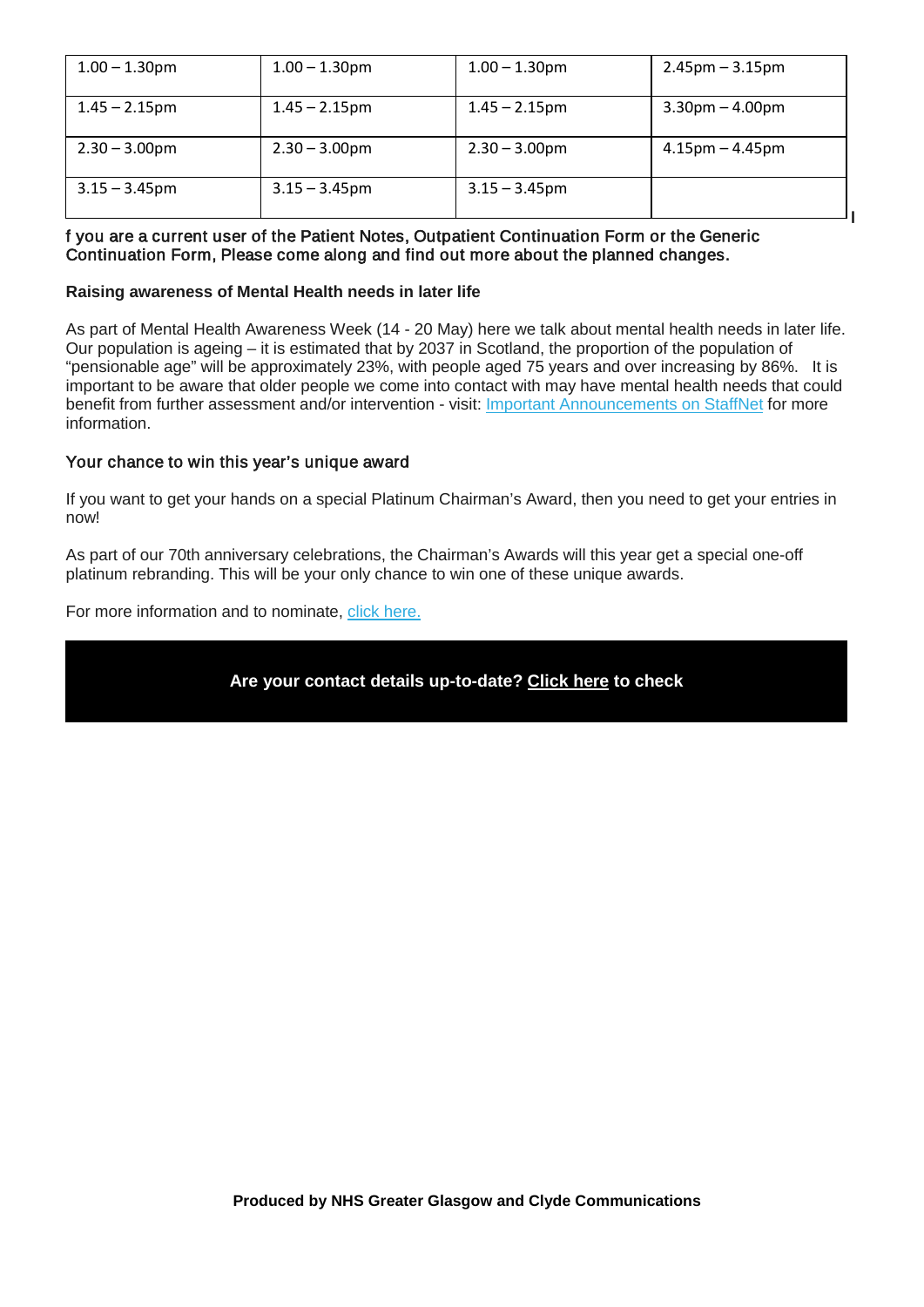| | | | |
|---|---|---|---|
| 1.00 – 1.30pm | 1.00 – 1.30pm | 1.00 – 1.30pm | 2.45pm – 3.15pm |
| 1.45 – 2.15pm | 1.45 – 2.15pm | 1.45 – 2.15pm | 3.30pm – 4.00pm |
| 2.30 – 3.00pm | 2.30 – 3.00pm | 2.30 – 3.00pm | 4.15pm – 4.45pm |
| 3.15 – 3.45pm | 3.15 – 3.45pm | 3.15 – 3.45pm | |

f you are a current user of the Patient Notes, Outpatient Continuation Form or the Generic Continuation Form, Please come along and find out more about the planned changes.

**Raising awareness of Mental Health needs in later life**

As part of Mental Health Awareness Week (14 - 20 May) here we talk about mental health needs in later life. Our population is ageing – it is estimated that by 2037 in Scotland, the proportion of the population of "pensionable age" will be approximately 23%, with people aged 75 years and over increasing by 86%. It is important to be aware that older people we come into contact with may have mental health needs that could benefit from further assessment and/or intervention - visit: Important Announcements on StaffNet for more information.

Your chance to win this year's unique award

If you want to get your hands on a special Platinum Chairman's Award, then you need to get your entries in now!

As part of our 70th anniversary celebrations, the Chairman's Awards will this year get a special one-off platinum rebranding. This will be your only chance to win one of these unique awards.

For more information and to nominate, click here.

**Are your contact details up-to-date? Click here to check**

**Produced by NHS Greater Glasgow and Clyde Communications**